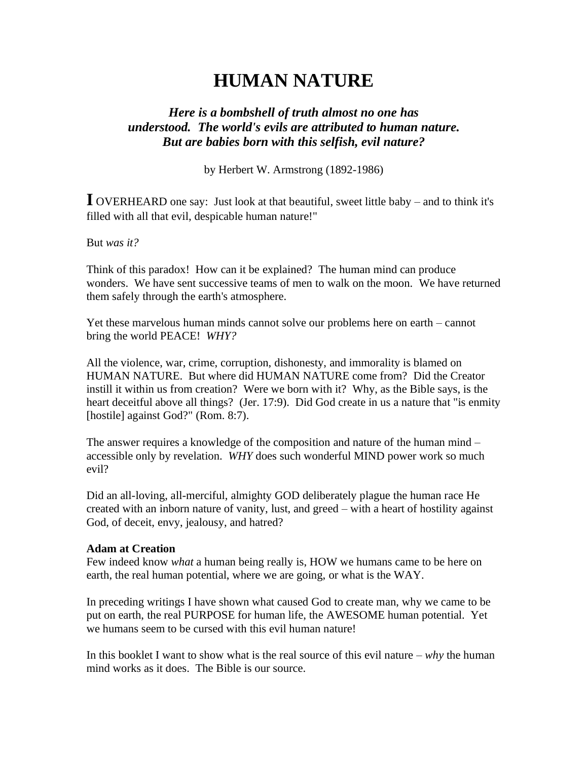# HUMAN NATURE

***Here is a bombshell of truth almost no one has understood. The world's evils are attributed to human nature. But are babies born with this selfish, evil nature?***

by Herbert W. Armstrong (1892-1986)

**I** OVERHEARD one say: Just look at that beautiful, sweet little baby – and to think it's filled with all that evil, despicable human nature!"

But *was it?*

Think of this paradox! How can it be explained? The human mind can produce wonders. We have sent successive teams of men to walk on the moon. We have returned them safely through the earth's atmosphere.

Yet these marvelous human minds cannot solve our problems here on earth – cannot bring the world PEACE! *WHY?*

All the violence, war, crime, corruption, dishonesty, and immorality is blamed on HUMAN NATURE. But where did HUMAN NATURE come from? Did the Creator instill it within us from creation? Were we born with it? Why, as the Bible says, is the heart deceitful above all things? (Jer. 17:9). Did God create in us a nature that "is enmity [hostile] against God?" (Rom. 8:7).

The answer requires a knowledge of the composition and nature of the human mind – accessible only by revelation. *WHY* does such wonderful MIND power work so much evil?

Did an all-loving, all-merciful, almighty GOD deliberately plague the human race He created with an inborn nature of vanity, lust, and greed – with a heart of hostility against God, of deceit, envy, jealousy, and hatred?

**Adam at Creation**

Few indeed know *what* a human being really is, HOW we humans came to be here on earth, the real human potential, where we are going, or what is the WAY.

In preceding writings I have shown what caused God to create man, why we came to be put on earth, the real PURPOSE for human life, the AWESOME human potential. Yet we humans seem to be cursed with this evil human nature!

In this booklet I want to show what is the real source of this evil nature – *why* the human mind works as it does. The Bible is our source.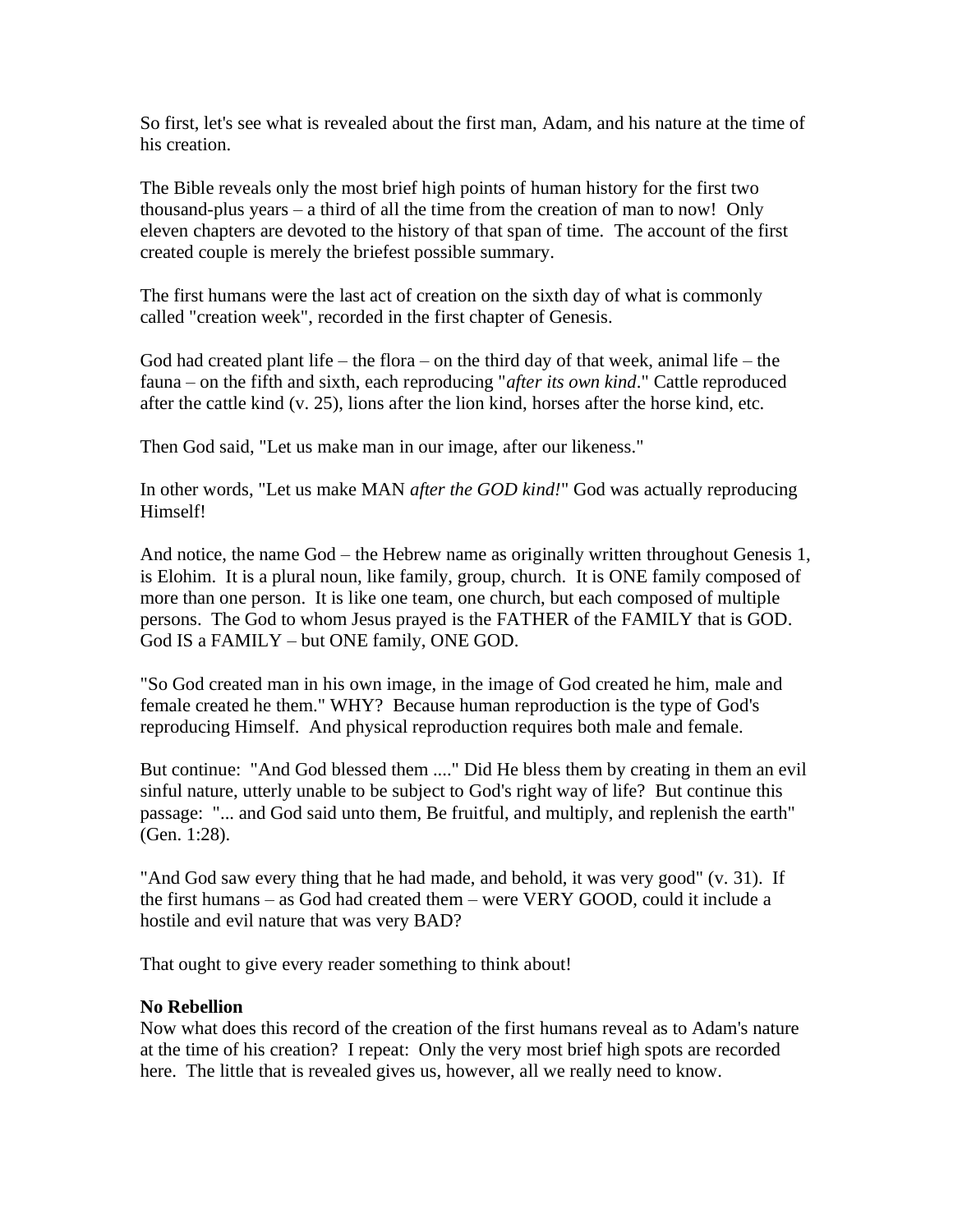So first, let's see what is revealed about the first man, Adam, and his nature at the time of his creation.

The Bible reveals only the most brief high points of human history for the first two thousand-plus years – a third of all the time from the creation of man to now! Only eleven chapters are devoted to the history of that span of time. The account of the first created couple is merely the briefest possible summary.

The first humans were the last act of creation on the sixth day of what is commonly called "creation week", recorded in the first chapter of Genesis.

God had created plant life – the flora – on the third day of that week, animal life – the fauna – on the fifth and sixth, each reproducing "*after its own kind*." Cattle reproduced after the cattle kind (v. 25), lions after the lion kind, horses after the horse kind, etc.

Then God said, "Let us make man in our image, after our likeness."

In other words, "Let us make MAN *after the GOD kind!*" God was actually reproducing Himself!

And notice, the name God – the Hebrew name as originally written throughout Genesis 1, is Elohim. It is a plural noun, like family, group, church. It is ONE family composed of more than one person. It is like one team, one church, but each composed of multiple persons. The God to whom Jesus prayed is the FATHER of the FAMILY that is GOD. God IS a FAMILY – but ONE family, ONE GOD.

"So God created man in his own image, in the image of God created he him, male and female created he them." WHY? Because human reproduction is the type of God's reproducing Himself. And physical reproduction requires both male and female.

But continue: "And God blessed them ...." Did He bless them by creating in them an evil sinful nature, utterly unable to be subject to God's right way of life? But continue this passage: "... and God said unto them, Be fruitful, and multiply, and replenish the earth" (Gen. 1:28).

"And God saw every thing that he had made, and behold, it was very good" (v. 31). If the first humans – as God had created them – were VERY GOOD, could it include a hostile and evil nature that was very BAD?

That ought to give every reader something to think about!

**No Rebellion**

Now what does this record of the creation of the first humans reveal as to Adam's nature at the time of his creation? I repeat: Only the very most brief high spots are recorded here. The little that is revealed gives us, however, all we really need to know.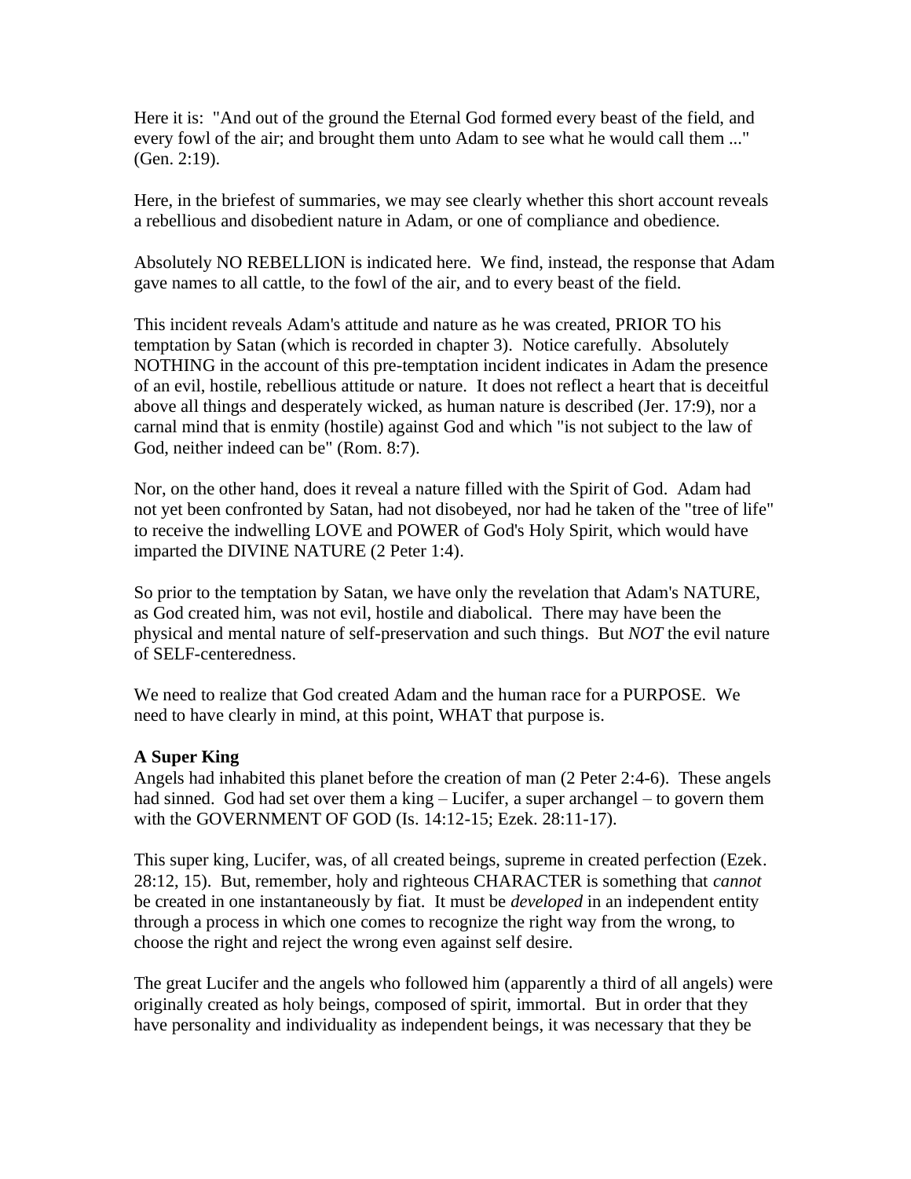Here it is: "And out of the ground the Eternal God formed every beast of the field, and every fowl of the air; and brought them unto Adam to see what he would call them ..." (Gen. 2:19).

Here, in the briefest of summaries, we may see clearly whether this short account reveals a rebellious and disobedient nature in Adam, or one of compliance and obedience.

Absolutely NO REBELLION is indicated here. We find, instead, the response that Adam gave names to all cattle, to the fowl of the air, and to every beast of the field.

This incident reveals Adam's attitude and nature as he was created, PRIOR TO his temptation by Satan (which is recorded in chapter 3). Notice carefully. Absolutely NOTHING in the account of this pre-temptation incident indicates in Adam the presence of an evil, hostile, rebellious attitude or nature. It does not reflect a heart that is deceitful above all things and desperately wicked, as human nature is described (Jer. 17:9), nor a carnal mind that is enmity (hostile) against God and which "is not subject to the law of God, neither indeed can be" (Rom. 8:7).

Nor, on the other hand, does it reveal a nature filled with the Spirit of God. Adam had not yet been confronted by Satan, had not disobeyed, nor had he taken of the "tree of life" to receive the indwelling LOVE and POWER of God's Holy Spirit, which would have imparted the DIVINE NATURE (2 Peter 1:4).

So prior to the temptation by Satan, we have only the revelation that Adam's NATURE, as God created him, was not evil, hostile and diabolical. There may have been the physical and mental nature of self-preservation and such things. But *NOT* the evil nature of SELF-centeredness.

We need to realize that God created Adam and the human race for a PURPOSE. We need to have clearly in mind, at this point, WHAT that purpose is.

**A Super King**

Angels had inhabited this planet before the creation of man (2 Peter 2:4-6). These angels had sinned. God had set over them a king – Lucifer, a super archangel – to govern them with the GOVERNMENT OF GOD (Is. 14:12-15; Ezek. 28:11-17).

This super king, Lucifer, was, of all created beings, supreme in created perfection (Ezek. 28:12, 15). But, remember, holy and righteous CHARACTER is something that *cannot* be created in one instantaneously by fiat. It must be *developed* in an independent entity through a process in which one comes to recognize the right way from the wrong, to choose the right and reject the wrong even against self desire.

The great Lucifer and the angels who followed him (apparently a third of all angels) were originally created as holy beings, composed of spirit, immortal. But in order that they have personality and individuality as independent beings, it was necessary that they be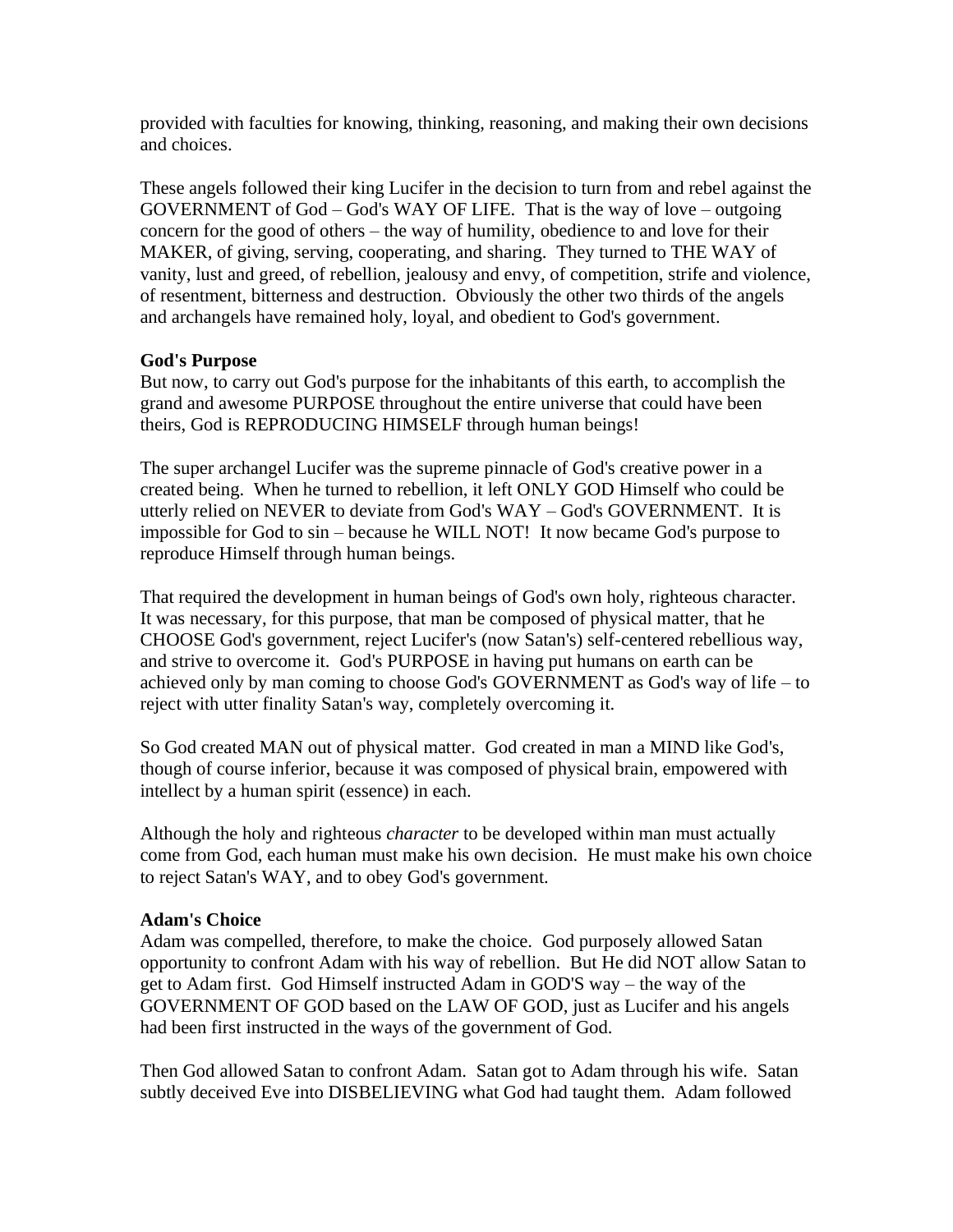provided with faculties for knowing, thinking, reasoning, and making their own decisions and choices.

These angels followed their king Lucifer in the decision to turn from and rebel against the GOVERNMENT of God – God's WAY OF LIFE. That is the way of love – outgoing concern for the good of others – the way of humility, obedience to and love for their MAKER, of giving, serving, cooperating, and sharing. They turned to THE WAY of vanity, lust and greed, of rebellion, jealousy and envy, of competition, strife and violence, of resentment, bitterness and destruction. Obviously the other two thirds of the angels and archangels have remained holy, loyal, and obedient to God's government.

**God's Purpose**

But now, to carry out God's purpose for the inhabitants of this earth, to accomplish the grand and awesome PURPOSE throughout the entire universe that could have been theirs, God is REPRODUCING HIMSELF through human beings!

The super archangel Lucifer was the supreme pinnacle of God's creative power in a created being. When he turned to rebellion, it left ONLY GOD Himself who could be utterly relied on NEVER to deviate from God's WAY – God's GOVERNMENT. It is impossible for God to sin – because he WILL NOT! It now became God's purpose to reproduce Himself through human beings.

That required the development in human beings of God's own holy, righteous character. It was necessary, for this purpose, that man be composed of physical matter, that he CHOOSE God's government, reject Lucifer's (now Satan's) self-centered rebellious way, and strive to overcome it. God's PURPOSE in having put humans on earth can be achieved only by man coming to choose God's GOVERNMENT as God's way of life – to reject with utter finality Satan's way, completely overcoming it.

So God created MAN out of physical matter. God created in man a MIND like God's, though of course inferior, because it was composed of physical brain, empowered with intellect by a human spirit (essence) in each.

Although the holy and righteous *character* to be developed within man must actually come from God, each human must make his own decision. He must make his own choice to reject Satan's WAY, and to obey God's government.

**Adam's Choice**

Adam was compelled, therefore, to make the choice. God purposely allowed Satan opportunity to confront Adam with his way of rebellion. But He did NOT allow Satan to get to Adam first. God Himself instructed Adam in GOD'S way – the way of the GOVERNMENT OF GOD based on the LAW OF GOD, just as Lucifer and his angels had been first instructed in the ways of the government of God.

Then God allowed Satan to confront Adam. Satan got to Adam through his wife. Satan subtly deceived Eve into DISBELIEVING what God had taught them. Adam followed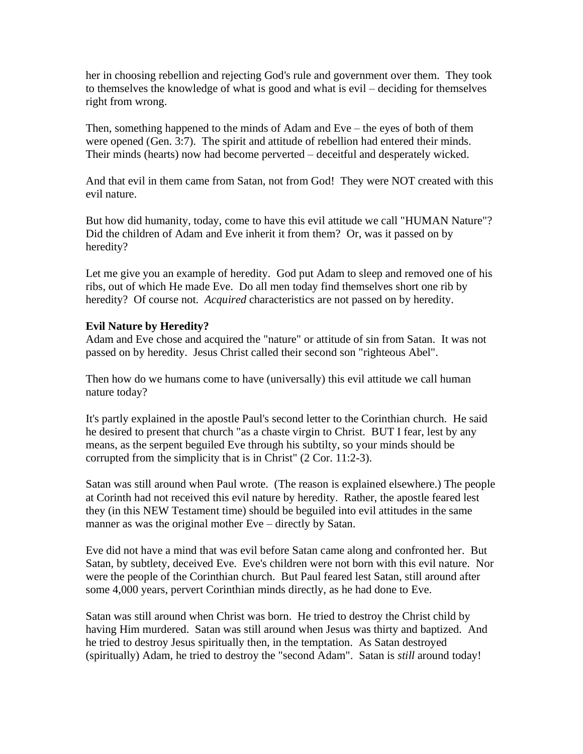her in choosing rebellion and rejecting God's rule and government over them. They took to themselves the knowledge of what is good and what is evil – deciding for themselves right from wrong.

Then, something happened to the minds of Adam and Eve – the eyes of both of them were opened (Gen. 3:7). The spirit and attitude of rebellion had entered their minds. Their minds (hearts) now had become perverted – deceitful and desperately wicked.

And that evil in them came from Satan, not from God! They were NOT created with this evil nature.

But how did humanity, today, come to have this evil attitude we call "HUMAN Nature"? Did the children of Adam and Eve inherit it from them? Or, was it passed on by heredity?

Let me give you an example of heredity. God put Adam to sleep and removed one of his ribs, out of which He made Eve. Do all men today find themselves short one rib by heredity? Of course not. *Acquired* characteristics are not passed on by heredity.

**Evil Nature by Heredity?**

Adam and Eve chose and acquired the "nature" or attitude of sin from Satan. It was not passed on by heredity. Jesus Christ called their second son "righteous Abel".

Then how do we humans come to have (universally) this evil attitude we call human nature today?

It's partly explained in the apostle Paul's second letter to the Corinthian church. He said he desired to present that church "as a chaste virgin to Christ. BUT I fear, lest by any means, as the serpent beguiled Eve through his subtilty, so your minds should be corrupted from the simplicity that is in Christ" (2 Cor. 11:2-3).

Satan was still around when Paul wrote. (The reason is explained elsewhere.) The people at Corinth had not received this evil nature by heredity. Rather, the apostle feared lest they (in this NEW Testament time) should be beguiled into evil attitudes in the same manner as was the original mother Eve – directly by Satan.

Eve did not have a mind that was evil before Satan came along and confronted her. But Satan, by subtlety, deceived Eve. Eve's children were not born with this evil nature. Nor were the people of the Corinthian church. But Paul feared lest Satan, still around after some 4,000 years, pervert Corinthian minds directly, as he had done to Eve.

Satan was still around when Christ was born. He tried to destroy the Christ child by having Him murdered. Satan was still around when Jesus was thirty and baptized. And he tried to destroy Jesus spiritually then, in the temptation. As Satan destroyed (spiritually) Adam, he tried to destroy the "second Adam". Satan is *still* around today!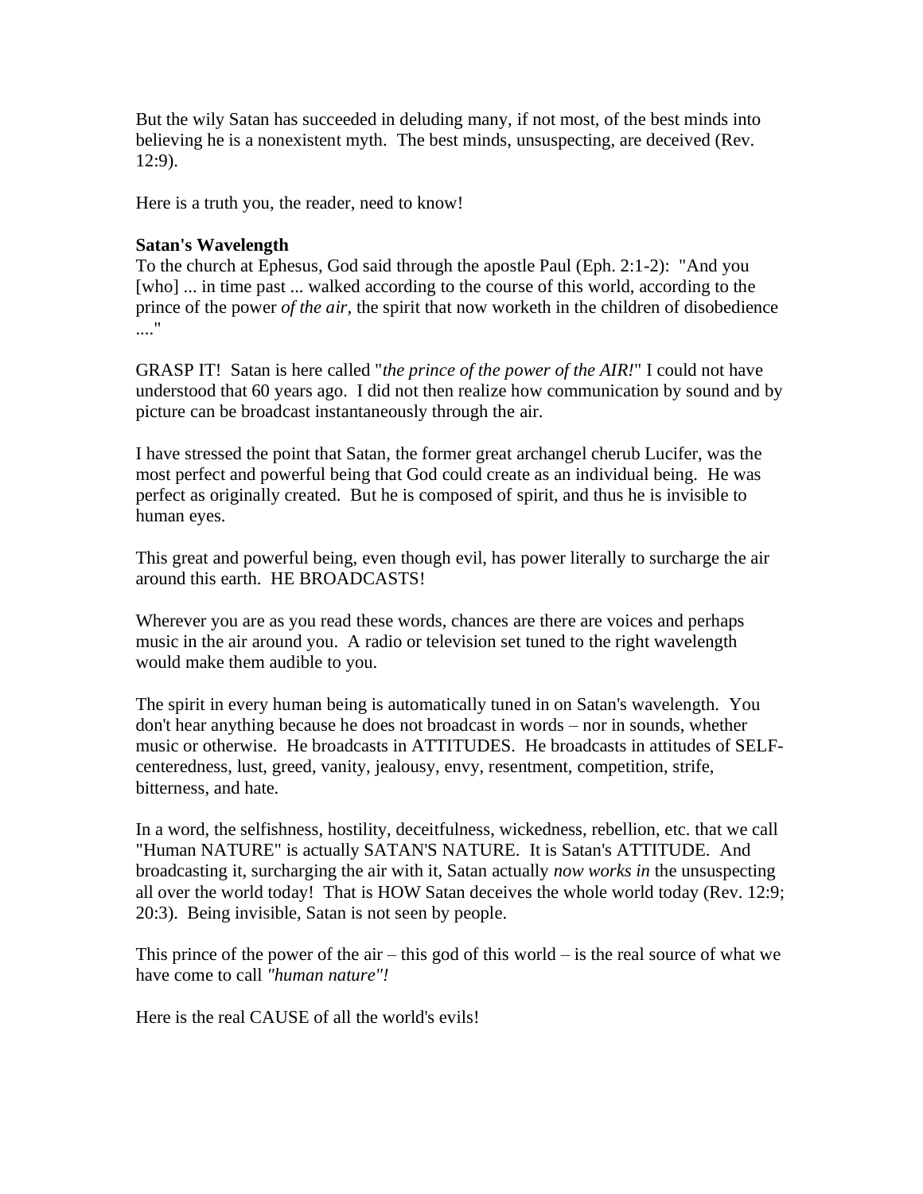But the wily Satan has succeeded in deluding many, if not most, of the best minds into believing he is a nonexistent myth. The best minds, unsuspecting, are deceived (Rev. 12:9).

Here is a truth you, the reader, need to know!

**Satan's Wavelength**

To the church at Ephesus, God said through the apostle Paul (Eph. 2:1-2): "And you [who] ... in time past ... walked according to the course of this world, according to the prince of the power *of the air*, the spirit that now worketh in the children of disobedience ...."

GRASP IT! Satan is here called "*the prince of the power of the AIR!*" I could not have understood that 60 years ago. I did not then realize how communication by sound and by picture can be broadcast instantaneously through the air.

I have stressed the point that Satan, the former great archangel cherub Lucifer, was the most perfect and powerful being that God could create as an individual being. He was perfect as originally created. But he is composed of spirit, and thus he is invisible to human eyes.

This great and powerful being, even though evil, has power literally to surcharge the air around this earth. HE BROADCASTS!

Wherever you are as you read these words, chances are there are voices and perhaps music in the air around you. A radio or television set tuned to the right wavelength would make them audible to you.

The spirit in every human being is automatically tuned in on Satan's wavelength. You don't hear anything because he does not broadcast in words – nor in sounds, whether music or otherwise. He broadcasts in ATTITUDES. He broadcasts in attitudes of SELF-centeredness, lust, greed, vanity, jealousy, envy, resentment, competition, strife, bitterness, and hate.

In a word, the selfishness, hostility, deceitfulness, wickedness, rebellion, etc. that we call "Human NATURE" is actually SATAN'S NATURE. It is Satan's ATTITUDE. And broadcasting it, surcharging the air with it, Satan actually *now works in* the unsuspecting all over the world today! That is HOW Satan deceives the whole world today (Rev. 12:9; 20:3). Being invisible, Satan is not seen by people.

This prince of the power of the air – this god of this world – is the real source of what we have come to call *"human nature"!*

Here is the real CAUSE of all the world's evils!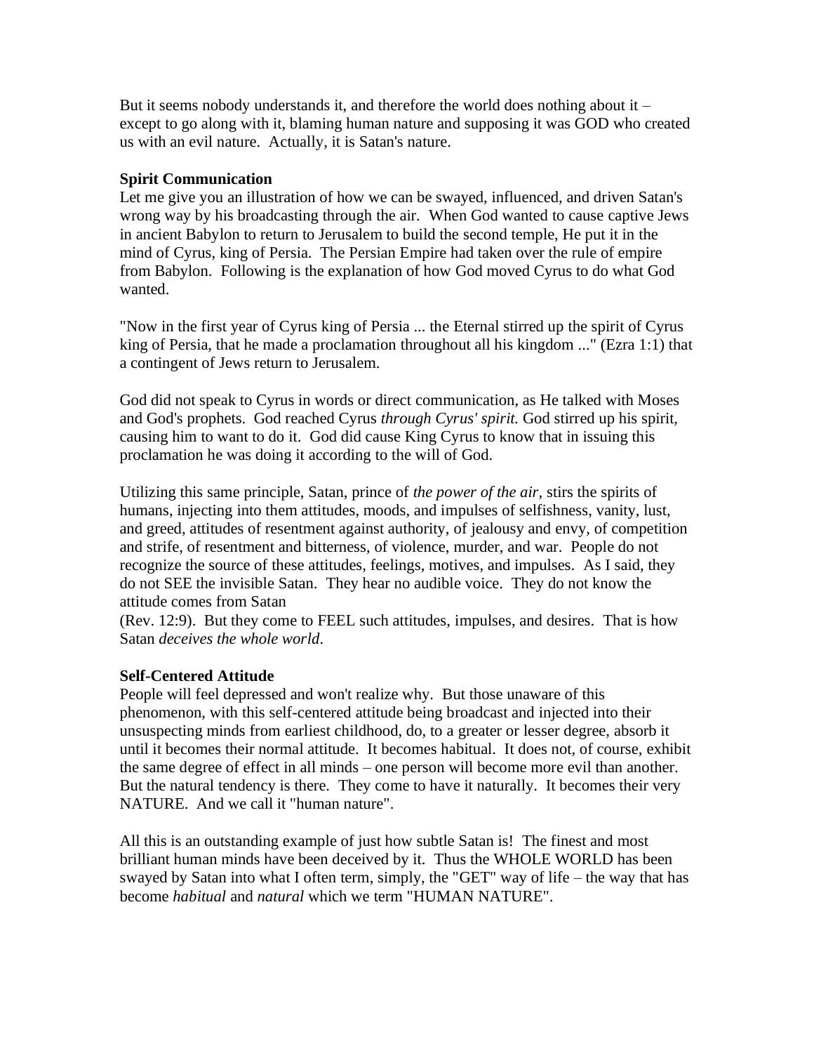But it seems nobody understands it, and therefore the world does nothing about it – except to go along with it, blaming human nature and supposing it was GOD who created us with an evil nature. Actually, it is Satan's nature.

**Spirit Communication**

Let me give you an illustration of how we can be swayed, influenced, and driven Satan's wrong way by his broadcasting through the air. When God wanted to cause captive Jews in ancient Babylon to return to Jerusalem to build the second temple, He put it in the mind of Cyrus, king of Persia. The Persian Empire had taken over the rule of empire from Babylon. Following is the explanation of how God moved Cyrus to do what God wanted.

"Now in the first year of Cyrus king of Persia ... the Eternal stirred up the spirit of Cyrus king of Persia, that he made a proclamation throughout all his kingdom ..." (Ezra 1:1) that a contingent of Jews return to Jerusalem.

God did not speak to Cyrus in words or direct communication, as He talked with Moses and God's prophets. God reached Cyrus *through Cyrus' spirit.* God stirred up his spirit, causing him to want to do it. God did cause King Cyrus to know that in issuing this proclamation he was doing it according to the will of God.

Utilizing this same principle, Satan, prince of *the power of the air,* stirs the spirits of humans, injecting into them attitudes, moods, and impulses of selfishness, vanity, lust, and greed, attitudes of resentment against authority, of jealousy and envy, of competition and strife, of resentment and bitterness, of violence, murder, and war. People do not recognize the source of these attitudes, feelings, motives, and impulses. As I said, they do not SEE the invisible Satan. They hear no audible voice. They do not know the attitude comes from Satan
(Rev. 12:9). But they come to FEEL such attitudes, impulses, and desires. That is how Satan *deceives the whole world*.

**Self-Centered Attitude**

People will feel depressed and won't realize why. But those unaware of this phenomenon, with this self-centered attitude being broadcast and injected into their unsuspecting minds from earliest childhood, do, to a greater or lesser degree, absorb it until it becomes their normal attitude. It becomes habitual. It does not, of course, exhibit the same degree of effect in all minds – one person will become more evil than another. But the natural tendency is there. They come to have it naturally. It becomes their very NATURE. And we call it "human nature".

All this is an outstanding example of just how subtle Satan is! The finest and most brilliant human minds have been deceived by it. Thus the WHOLE WORLD has been swayed by Satan into what I often term, simply, the "GET" way of life – the way that has become *habitual* and *natural* which we term "HUMAN NATURE".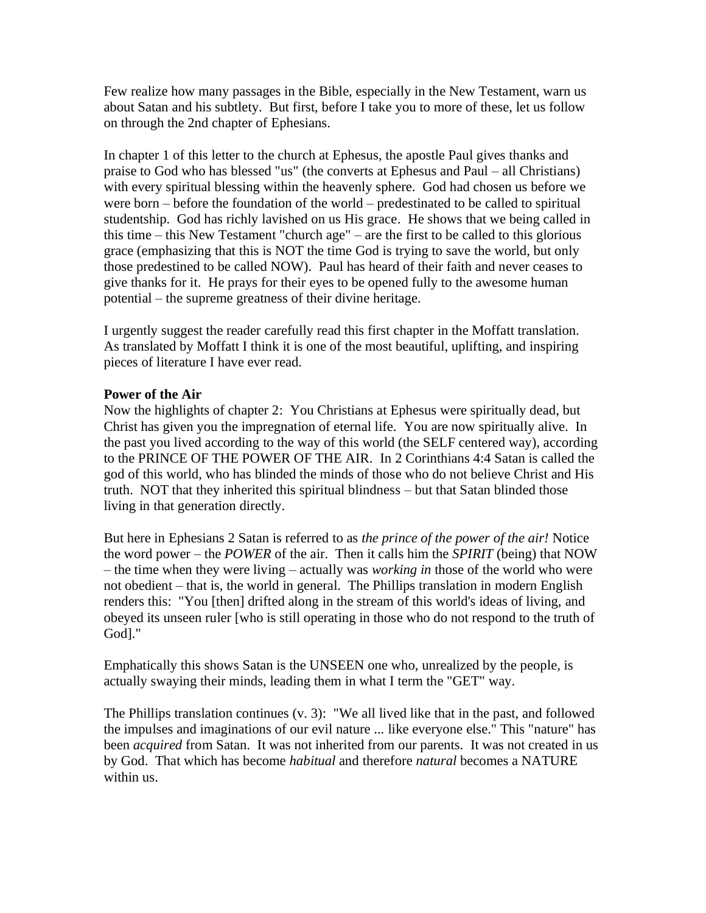Few realize how many passages in the Bible, especially in the New Testament, warn us about Satan and his subtlety. But first, before I take you to more of these, let us follow on through the 2nd chapter of Ephesians.

In chapter 1 of this letter to the church at Ephesus, the apostle Paul gives thanks and praise to God who has blessed "us" (the converts at Ephesus and Paul – all Christians) with every spiritual blessing within the heavenly sphere. God had chosen us before we were born – before the foundation of the world – predestinated to be called to spiritual studentship. God has richly lavished on us His grace. He shows that we being called in this time – this New Testament "church age" – are the first to be called to this glorious grace (emphasizing that this is NOT the time God is trying to save the world, but only those predestined to be called NOW). Paul has heard of their faith and never ceases to give thanks for it. He prays for their eyes to be opened fully to the awesome human potential – the supreme greatness of their divine heritage.

I urgently suggest the reader carefully read this first chapter in the Moffatt translation. As translated by Moffatt I think it is one of the most beautiful, uplifting, and inspiring pieces of literature I have ever read.

**Power of the Air**

Now the highlights of chapter 2: You Christians at Ephesus were spiritually dead, but Christ has given you the impregnation of eternal life. You are now spiritually alive. In the past you lived according to the way of this world (the SELF centered way), according to the PRINCE OF THE POWER OF THE AIR. In 2 Corinthians 4:4 Satan is called the god of this world, who has blinded the minds of those who do not believe Christ and His truth. NOT that they inherited this spiritual blindness – but that Satan blinded those living in that generation directly.

But here in Ephesians 2 Satan is referred to as *the prince of the power of the air!* Notice the word power – the *POWER* of the air. Then it calls him the *SPIRIT* (being) that NOW – the time when they were living – actually was *working in* those of the world who were not obedient – that is, the world in general. The Phillips translation in modern English renders this: "You [then] drifted along in the stream of this world's ideas of living, and obeyed its unseen ruler [who is still operating in those who do not respond to the truth of God]."

Emphatically this shows Satan is the UNSEEN one who, unrealized by the people, is actually swaying their minds, leading them in what I term the "GET" way.

The Phillips translation continues (v. 3): "We all lived like that in the past, and followed the impulses and imaginations of our evil nature ... like everyone else." This "nature" has been *acquired* from Satan. It was not inherited from our parents. It was not created in us by God. That which has become *habitual* and therefore *natural* becomes a NATURE within us.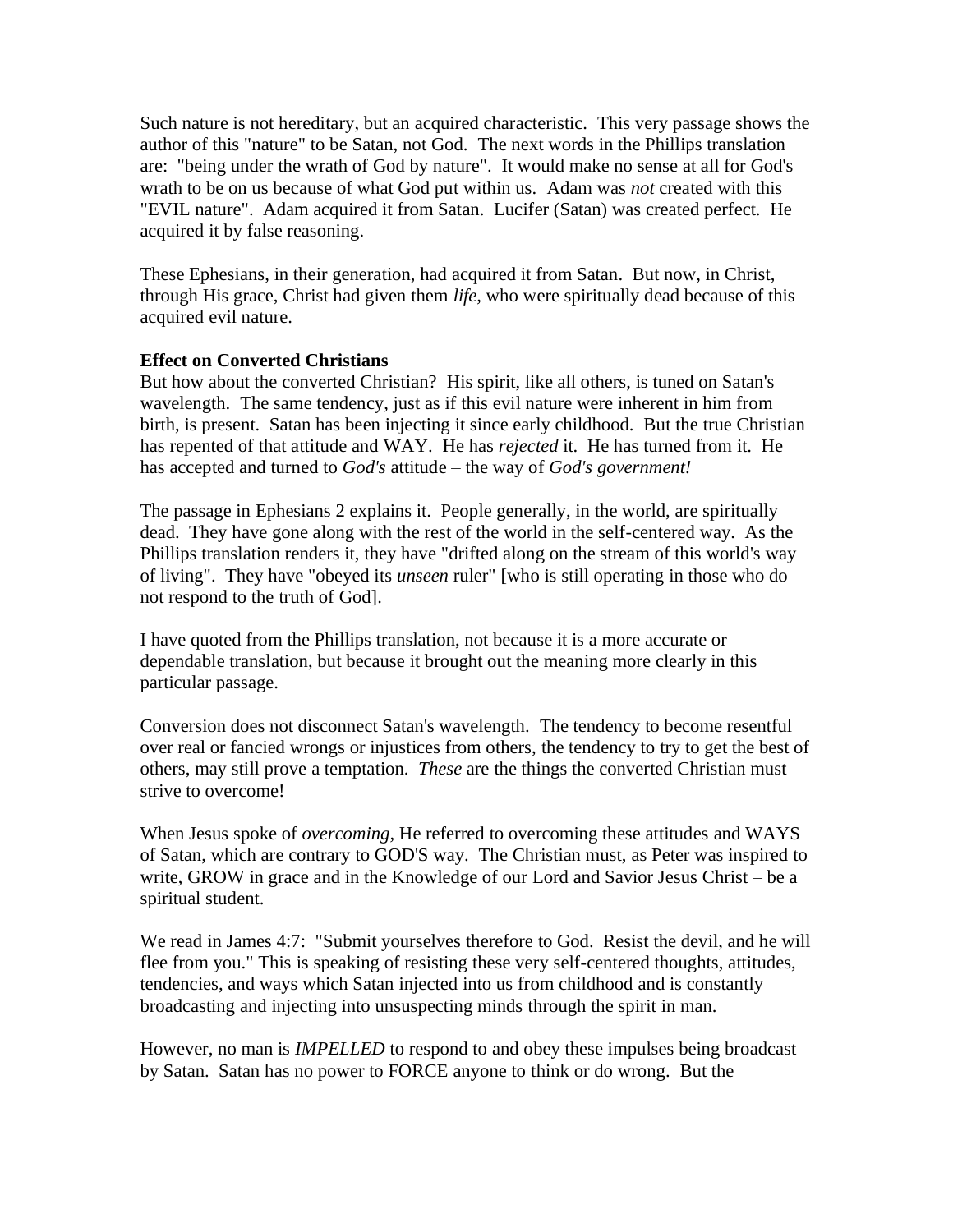Such nature is not hereditary, but an acquired characteristic. This very passage shows the author of this "nature" to be Satan, not God. The next words in the Phillips translation are: "being under the wrath of God by nature". It would make no sense at all for God's wrath to be on us because of what God put within us. Adam was *not* created with this "EVIL nature". Adam acquired it from Satan. Lucifer (Satan) was created perfect. He acquired it by false reasoning.

These Ephesians, in their generation, had acquired it from Satan. But now, in Christ, through His grace, Christ had given them *life,* who were spiritually dead because of this acquired evil nature.

**Effect on Converted Christians**

But how about the converted Christian? His spirit, like all others, is tuned on Satan's wavelength. The same tendency, just as if this evil nature were inherent in him from birth, is present. Satan has been injecting it since early childhood. But the true Christian has repented of that attitude and WAY. He has *rejected* it. He has turned from it. He has accepted and turned to *God's* attitude – the way of *God's government!*

The passage in Ephesians 2 explains it. People generally, in the world, are spiritually dead. They have gone along with the rest of the world in the self-centered way. As the Phillips translation renders it, they have "drifted along on the stream of this world's way of living". They have "obeyed its *unseen* ruler" [who is still operating in those who do not respond to the truth of God].

I have quoted from the Phillips translation, not because it is a more accurate or dependable translation, but because it brought out the meaning more clearly in this particular passage.

Conversion does not disconnect Satan's wavelength. The tendency to become resentful over real or fancied wrongs or injustices from others, the tendency to try to get the best of others, may still prove a temptation. *These* are the things the converted Christian must strive to overcome!

When Jesus spoke of *overcoming,* He referred to overcoming these attitudes and WAYS of Satan, which are contrary to GOD'S way. The Christian must, as Peter was inspired to write, GROW in grace and in the Knowledge of our Lord and Savior Jesus Christ – be a spiritual student.

We read in James 4:7: "Submit yourselves therefore to God. Resist the devil, and he will flee from you." This is speaking of resisting these very self-centered thoughts, attitudes, tendencies, and ways which Satan injected into us from childhood and is constantly broadcasting and injecting into unsuspecting minds through the spirit in man.

However, no man is *IMPELLED* to respond to and obey these impulses being broadcast by Satan. Satan has no power to FORCE anyone to think or do wrong. But the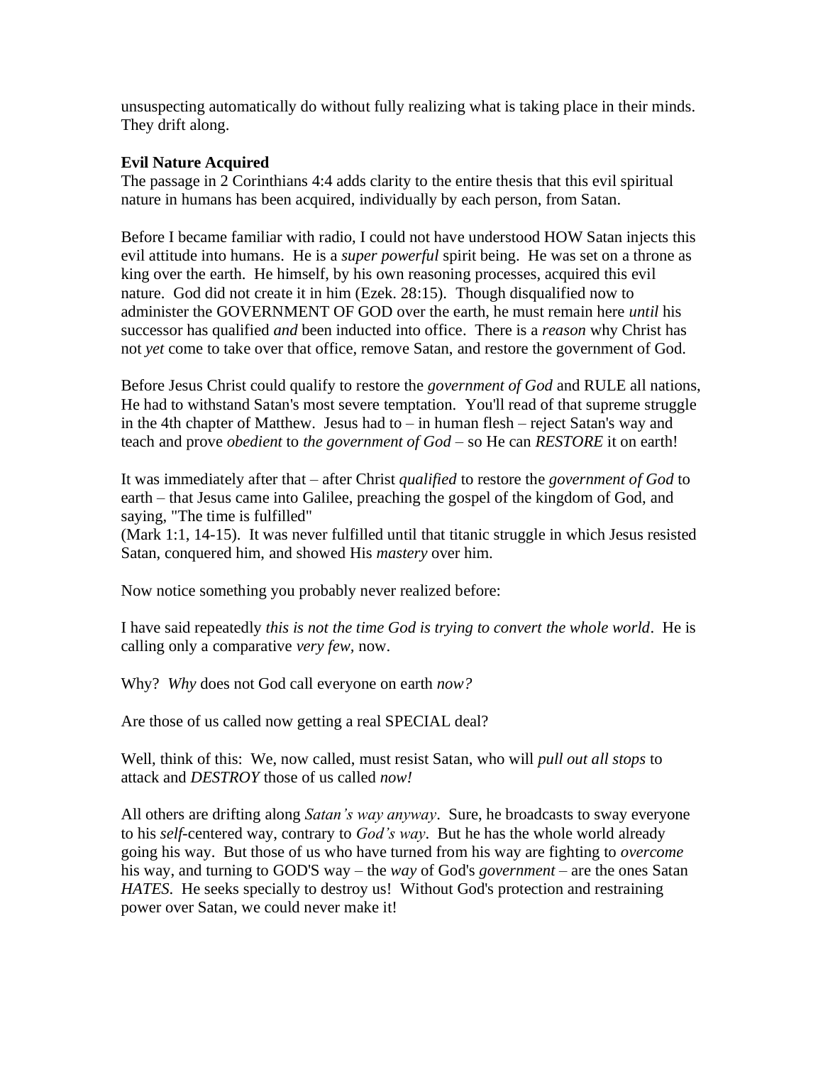unsuspecting automatically do without fully realizing what is taking place in their minds. They drift along.

**Evil Nature Acquired**

The passage in 2 Corinthians 4:4 adds clarity to the entire thesis that this evil spiritual nature in humans has been acquired, individually by each person, from Satan.

Before I became familiar with radio, I could not have understood HOW Satan injects this evil attitude into humans. He is a *super powerful* spirit being. He was set on a throne as king over the earth. He himself, by his own reasoning processes, acquired this evil nature. God did not create it in him (Ezek. 28:15). Though disqualified now to administer the GOVERNMENT OF GOD over the earth, he must remain here *until* his successor has qualified *and* been inducted into office. There is a *reason* why Christ has not *yet* come to take over that office, remove Satan, and restore the government of God.

Before Jesus Christ could qualify to restore the *government of God* and RULE all nations, He had to withstand Satan's most severe temptation. You'll read of that supreme struggle in the 4th chapter of Matthew. Jesus had to – in human flesh – reject Satan's way and teach and prove *obedient* to *the government of God* – so He can *RESTORE* it on earth!

It was immediately after that – after Christ *qualified* to restore the *government of God* to earth – that Jesus came into Galilee, preaching the gospel of the kingdom of God, and saying, "The time is fulfilled"
(Mark 1:1, 14-15). It was never fulfilled until that titanic struggle in which Jesus resisted Satan, conquered him, and showed His *mastery* over him.

Now notice something you probably never realized before:

I have said repeatedly *this is not the time God is trying to convert the whole world*. He is calling only a comparative *very few*, now.

Why? *Why* does not God call everyone on earth *now?*

Are those of us called now getting a real SPECIAL deal?

Well, think of this: We, now called, must resist Satan, who will *pull out all stops* to attack and *DESTROY* those of us called *now!*

All others are drifting along *Satan's way anyway*. Sure, he broadcasts to sway everyone to his *self*-centered way, contrary to *God's way*. But he has the whole world already going his way. But those of us who have turned from his way are fighting to *overcome* his way, and turning to GOD'S way – the *way* of God's *government* – are the ones Satan *HATES*. He seeks specially to destroy us! Without God's protection and restraining power over Satan, we could never make it!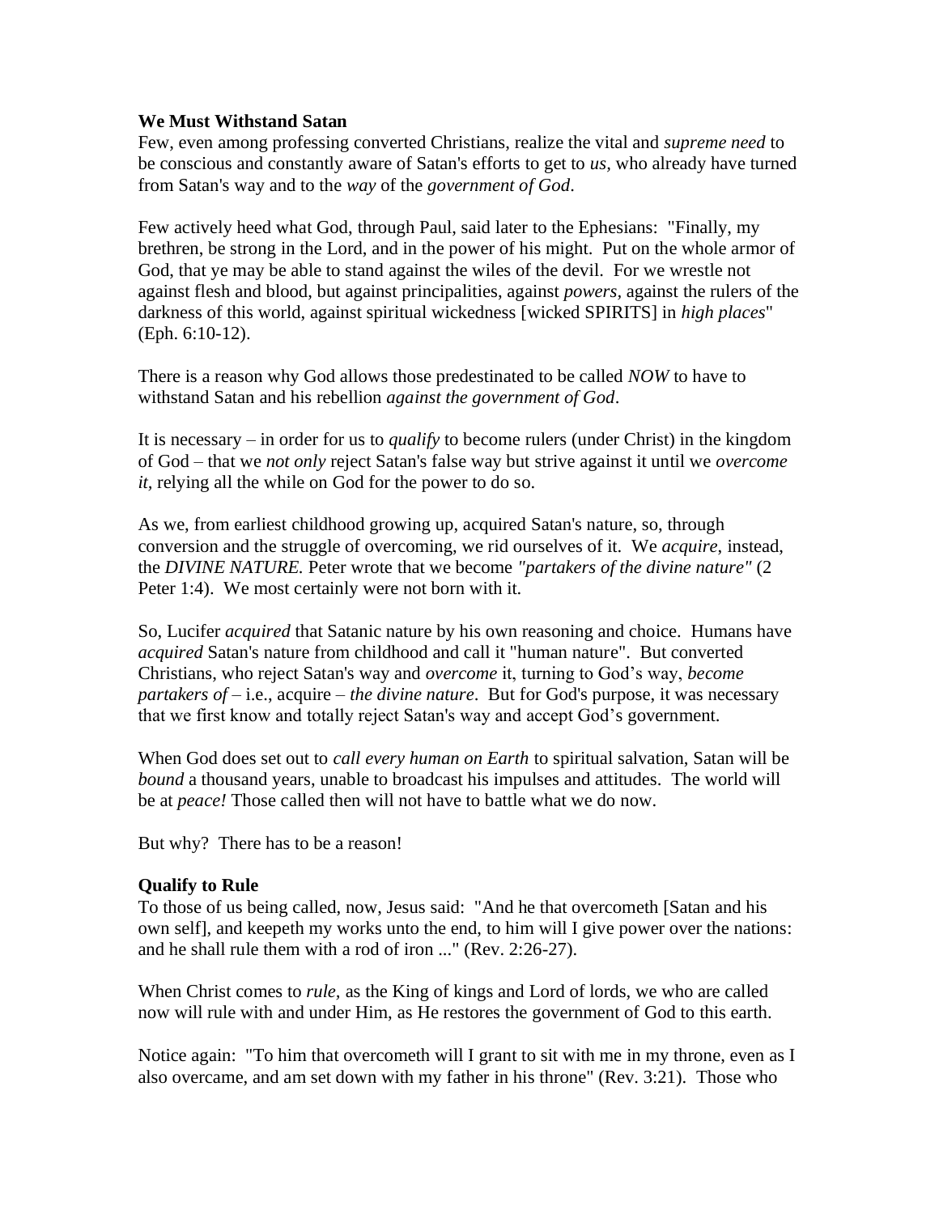**We Must Withstand Satan**

Few, even among professing converted Christians, realize the vital and *supreme need* to be conscious and constantly aware of Satan's efforts to get to *us*, who already have turned from Satan's way and to the *way* of the *government of God*.

Few actively heed what God, through Paul, said later to the Ephesians: "Finally, my brethren, be strong in the Lord, and in the power of his might. Put on the whole armor of God, that ye may be able to stand against the wiles of the devil. For we wrestle not against flesh and blood, but against principalities, against *powers*, against the rulers of the darkness of this world, against spiritual wickedness [wicked SPIRITS] in *high places*" (Eph. 6:10-12).

There is a reason why God allows those predestinated to be called *NOW* to have to withstand Satan and his rebellion *against the government of God*.

It is necessary – in order for us to *qualify* to become rulers (under Christ) in the kingdom of God – that we *not only* reject Satan's false way but strive against it until we *overcome it,* relying all the while on God for the power to do so.

As we, from earliest childhood growing up, acquired Satan's nature, so, through conversion and the struggle of overcoming, we rid ourselves of it. We *acquire*, instead, the *DIVINE NATURE.* Peter wrote that we become *"partakers of the divine nature"* (2 Peter 1:4). We most certainly were not born with it.

So, Lucifer *acquired* that Satanic nature by his own reasoning and choice. Humans have *acquired* Satan's nature from childhood and call it "human nature". But converted Christians, who reject Satan's way and *overcome* it, turning to God's way, *become partakers of* – i.e., acquire – *the divine nature*. But for God's purpose, it was necessary that we first know and totally reject Satan's way and accept God's government.

When God does set out to *call every human on Earth* to spiritual salvation, Satan will be *bound* a thousand years, unable to broadcast his impulses and attitudes. The world will be at *peace!* Those called then will not have to battle what we do now.

But why? There has to be a reason!

**Qualify to Rule**

To those of us being called, now, Jesus said: "And he that overcometh [Satan and his own self], and keepeth my works unto the end, to him will I give power over the nations: and he shall rule them with a rod of iron ..." (Rev. 2:26-27).

When Christ comes to *rule*, as the King of kings and Lord of lords, we who are called now will rule with and under Him, as He restores the government of God to this earth.

Notice again: "To him that overcometh will I grant to sit with me in my throne, even as I also overcame, and am set down with my father in his throne" (Rev. 3:21). Those who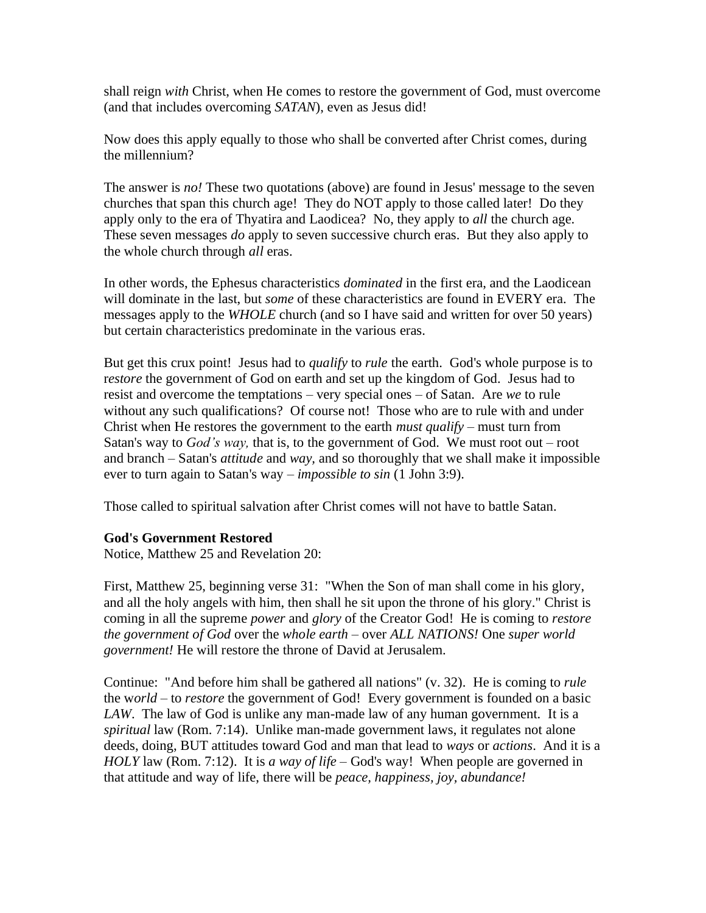shall reign *with* Christ, when He comes to restore the government of God, must overcome (and that includes overcoming *SATAN*), even as Jesus did!

Now does this apply equally to those who shall be converted after Christ comes, during the millennium?

The answer is *no!* These two quotations (above) are found in Jesus' message to the seven churches that span this church age! They do NOT apply to those called later! Do they apply only to the era of Thyatira and Laodicea? No, they apply to *all* the church age. These seven messages *do* apply to seven successive church eras. But they also apply to the whole church through *all* eras.

In other words, the Ephesus characteristics *dominated* in the first era, and the Laodicean will dominate in the last, but *some* of these characteristics are found in EVERY era. The messages apply to the *WHOLE* church (and so I have said and written for over 50 years) but certain characteristics predominate in the various eras.

But get this crux point! Jesus had to *qualify* to *rule* the earth. God's whole purpose is to r*estore* the government of God on earth and set up the kingdom of God. Jesus had to resist and overcome the temptations – very special ones – of Satan. Are *we* to rule without any such qualifications? Of course not! Those who are to rule with and under Christ when He restores the government to the earth *must qualify* – must turn from Satan's way to *God's way,* that is, to the government of God. We must root out – root and branch – Satan's *attitude* and *way,* and so thoroughly that we shall make it impossible ever to turn again to Satan's way – *impossible to sin* (1 John 3:9).

Those called to spiritual salvation after Christ comes will not have to battle Satan.

**God's Government Restored**

Notice, Matthew 25 and Revelation 20:

First, Matthew 25, beginning verse 31: "When the Son of man shall come in his glory, and all the holy angels with him, then shall he sit upon the throne of his glory." Christ is coming in all the supreme *power* and *glory* of the Creator God! He is coming to *restore the government of God* over the *whole earth* – over *ALL NATIONS!* One *super world government!* He will restore the throne of David at Jerusalem.

Continue: "And before him shall be gathered all nations" (v. 32). He is coming to *rule* the w*orld* – to *restore* the government of God! Every government is founded on a basic *LAW*. The law of God is unlike any man-made law of any human government. It is a *spiritual* law (Rom. 7:14). Unlike man-made government laws, it regulates not alone deeds, doing, BUT attitudes toward God and man that lead to *ways* or *actions*. And it is a *HOLY* law (Rom. 7:12). It is *a way of life* – God's way! When people are governed in that attitude and way of life, there will be *peace, happiness, joy, abundance!*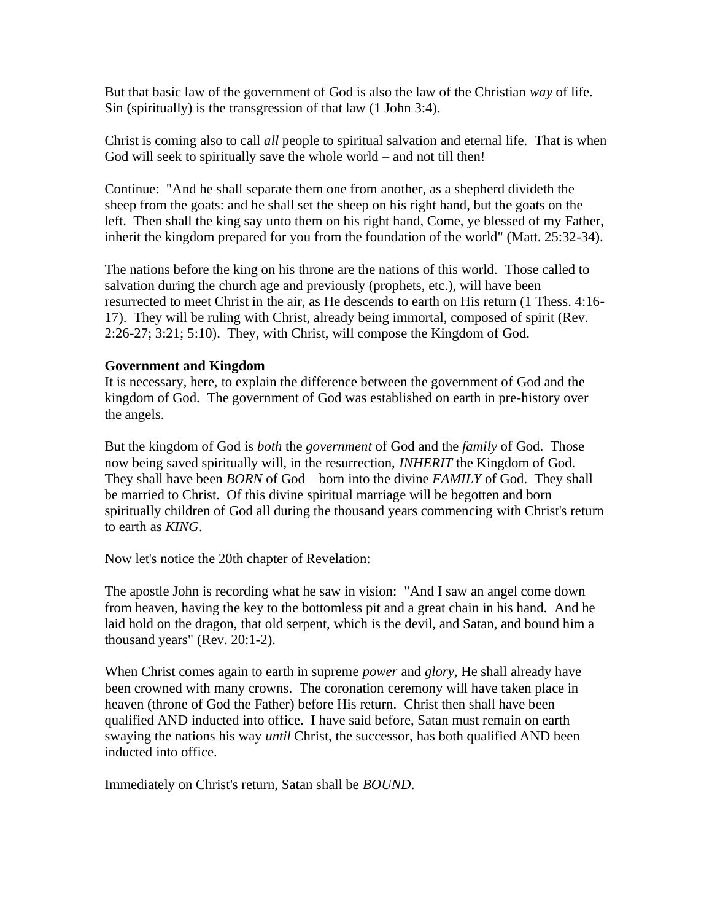But that basic law of the government of God is also the law of the Christian *way* of life. Sin (spiritually) is the transgression of that law (1 John 3:4).

Christ is coming also to call *all* people to spiritual salvation and eternal life. That is when God will seek to spiritually save the whole world – and not till then!

Continue: "And he shall separate them one from another, as a shepherd divideth the sheep from the goats: and he shall set the sheep on his right hand, but the goats on the left. Then shall the king say unto them on his right hand, Come, ye blessed of my Father, inherit the kingdom prepared for you from the foundation of the world" (Matt. 25:32-34).

The nations before the king on his throne are the nations of this world. Those called to salvation during the church age and previously (prophets, etc.), will have been resurrected to meet Christ in the air, as He descends to earth on His return (1 Thess. 4:16-17). They will be ruling with Christ, already being immortal, composed of spirit (Rev. 2:26-27; 3:21; 5:10). They, with Christ, will compose the Kingdom of God.

**Government and Kingdom**

It is necessary, here, to explain the difference between the government of God and the kingdom of God. The government of God was established on earth in pre-history over the angels.

But the kingdom of God is *both* the *government* of God and the *family* of God. Those now being saved spiritually will, in the resurrection, *INHERIT* the Kingdom of God. They shall have been *BORN* of God – born into the divine *FAMILY* of God. They shall be married to Christ. Of this divine spiritual marriage will be begotten and born spiritually children of God all during the thousand years commencing with Christ's return to earth as *KING*.

Now let's notice the 20th chapter of Revelation:

The apostle John is recording what he saw in vision: "And I saw an angel come down from heaven, having the key to the bottomless pit and a great chain in his hand. And he laid hold on the dragon, that old serpent, which is the devil, and Satan, and bound him a thousand years" (Rev. 20:1-2).

When Christ comes again to earth in supreme *power* and *glory*, He shall already have been crowned with many crowns. The coronation ceremony will have taken place in heaven (throne of God the Father) before His return. Christ then shall have been qualified AND inducted into office. I have said before, Satan must remain on earth swaying the nations his way *until* Christ, the successor, has both qualified AND been inducted into office.

Immediately on Christ's return, Satan shall be *BOUND*.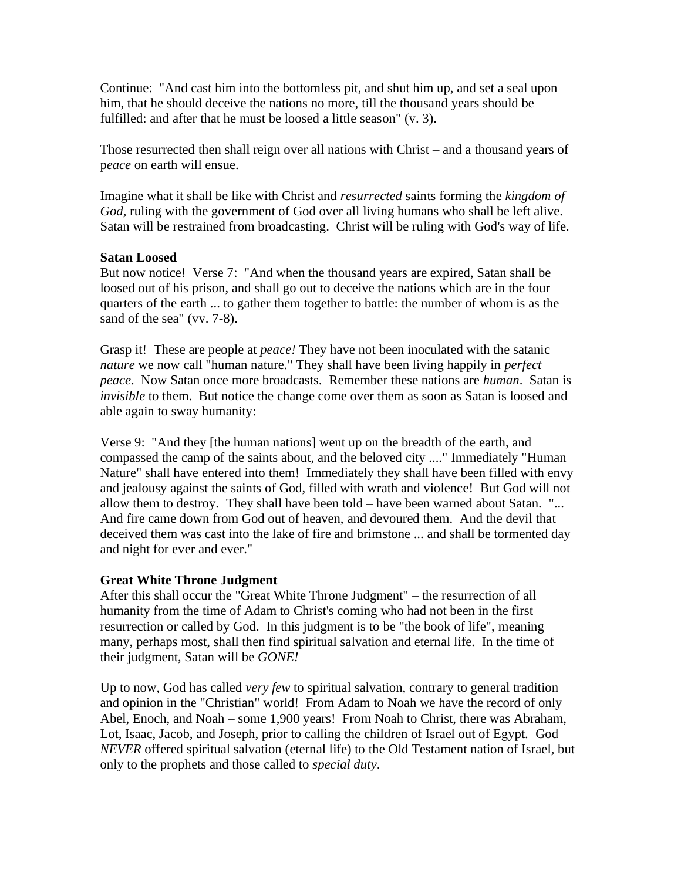Continue: "And cast him into the bottomless pit, and shut him up, and set a seal upon him, that he should deceive the nations no more, till the thousand years should be fulfilled: and after that he must be loosed a little season" (v. 3).

Those resurrected then shall reign over all nations with Christ – and a thousand years of p*eace* on earth will ensue.

Imagine what it shall be like with Christ and *resurrected* saints forming the *kingdom of God*, ruling with the government of God over all living humans who shall be left alive. Satan will be restrained from broadcasting. Christ will be ruling with God's way of life.

**Satan Loosed**
But now notice! Verse 7: "And when the thousand years are expired, Satan shall be loosed out of his prison, and shall go out to deceive the nations which are in the four quarters of the earth ... to gather them together to battle: the number of whom is as the sand of the sea" (vv. 7-8).

Grasp it! These are people at *peace!* They have not been inoculated with the satanic *nature* we now call "human nature." They shall have been living happily in *perfect peace*. Now Satan once more broadcasts. Remember these nations are *human*. Satan is *invisible* to them. But notice the change come over them as soon as Satan is loosed and able again to sway humanity:

Verse 9: "And they [the human nations] went up on the breadth of the earth, and compassed the camp of the saints about, and the beloved city ...." Immediately "Human Nature" shall have entered into them! Immediately they shall have been filled with envy and jealousy against the saints of God, filled with wrath and violence! But God will not allow them to destroy. They shall have been told – have been warned about Satan. "... And fire came down from God out of heaven, and devoured them. And the devil that deceived them was cast into the lake of fire and brimstone ... and shall be tormented day and night for ever and ever."

**Great White Throne Judgment**
After this shall occur the "Great White Throne Judgment" – the resurrection of all humanity from the time of Adam to Christ's coming who had not been in the first resurrection or called by God. In this judgment is to be "the book of life", meaning many, perhaps most, shall then find spiritual salvation and eternal life. In the time of their judgment, Satan will be *GONE!*

Up to now, God has called *very few* to spiritual salvation, contrary to general tradition and opinion in the "Christian" world! From Adam to Noah we have the record of only Abel, Enoch, and Noah – some 1,900 years! From Noah to Christ, there was Abraham, Lot, Isaac, Jacob, and Joseph, prior to calling the children of Israel out of Egypt. God *NEVER* offered spiritual salvation (eternal life) to the Old Testament nation of Israel, but only to the prophets and those called to *special duty*.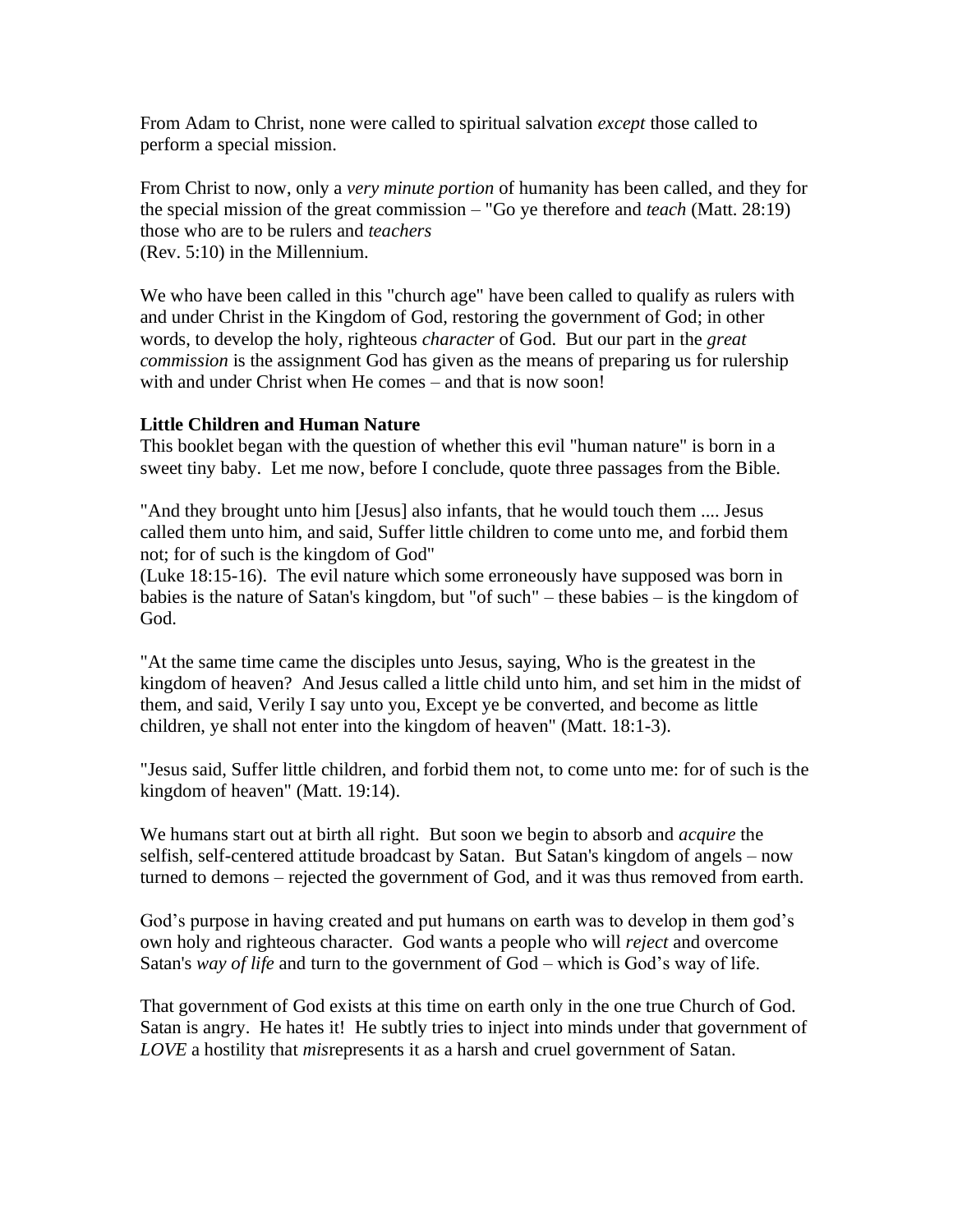From Adam to Christ, none were called to spiritual salvation *except* those called to perform a special mission.

From Christ to now, only a *very minute portion* of humanity has been called, and they for the special mission of the great commission – "Go ye therefore and *teach* (Matt. 28:19) those who are to be rulers and *teachers*
(Rev. 5:10) in the Millennium.

We who have been called in this "church age" have been called to qualify as rulers with and under Christ in the Kingdom of God, restoring the government of God; in other words, to develop the holy, righteous *character* of God. But our part in the *great commission* is the assignment God has given as the means of preparing us for rulership with and under Christ when He comes – and that is now soon!

**Little Children and Human Nature**
This booklet began with the question of whether this evil "human nature" is born in a sweet tiny baby. Let me now, before I conclude, quote three passages from the Bible.

"And they brought unto him [Jesus] also infants, that he would touch them .... Jesus called them unto him, and said, Suffer little children to come unto me, and forbid them not; for of such is the kingdom of God"
(Luke 18:15-16). The evil nature which some erroneously have supposed was born in babies is the nature of Satan's kingdom, but "of such" – these babies – is the kingdom of God.

"At the same time came the disciples unto Jesus, saying, Who is the greatest in the kingdom of heaven? And Jesus called a little child unto him, and set him in the midst of them, and said, Verily I say unto you, Except ye be converted, and become as little children, ye shall not enter into the kingdom of heaven" (Matt. 18:1-3).

"Jesus said, Suffer little children, and forbid them not, to come unto me: for of such is the kingdom of heaven" (Matt. 19:14).

We humans start out at birth all right. But soon we begin to absorb and *acquire* the selfish, self-centered attitude broadcast by Satan. But Satan's kingdom of angels – now turned to demons – rejected the government of God, and it was thus removed from earth.

God's purpose in having created and put humans on earth was to develop in them god's own holy and righteous character. God wants a people who will *reject* and overcome Satan's *way of life* and turn to the government of God – which is God's way of life.

That government of God exists at this time on earth only in the one true Church of God. Satan is angry. He hates it! He subtly tries to inject into minds under that government of *LOVE* a hostility that *mis*represents it as a harsh and cruel government of Satan.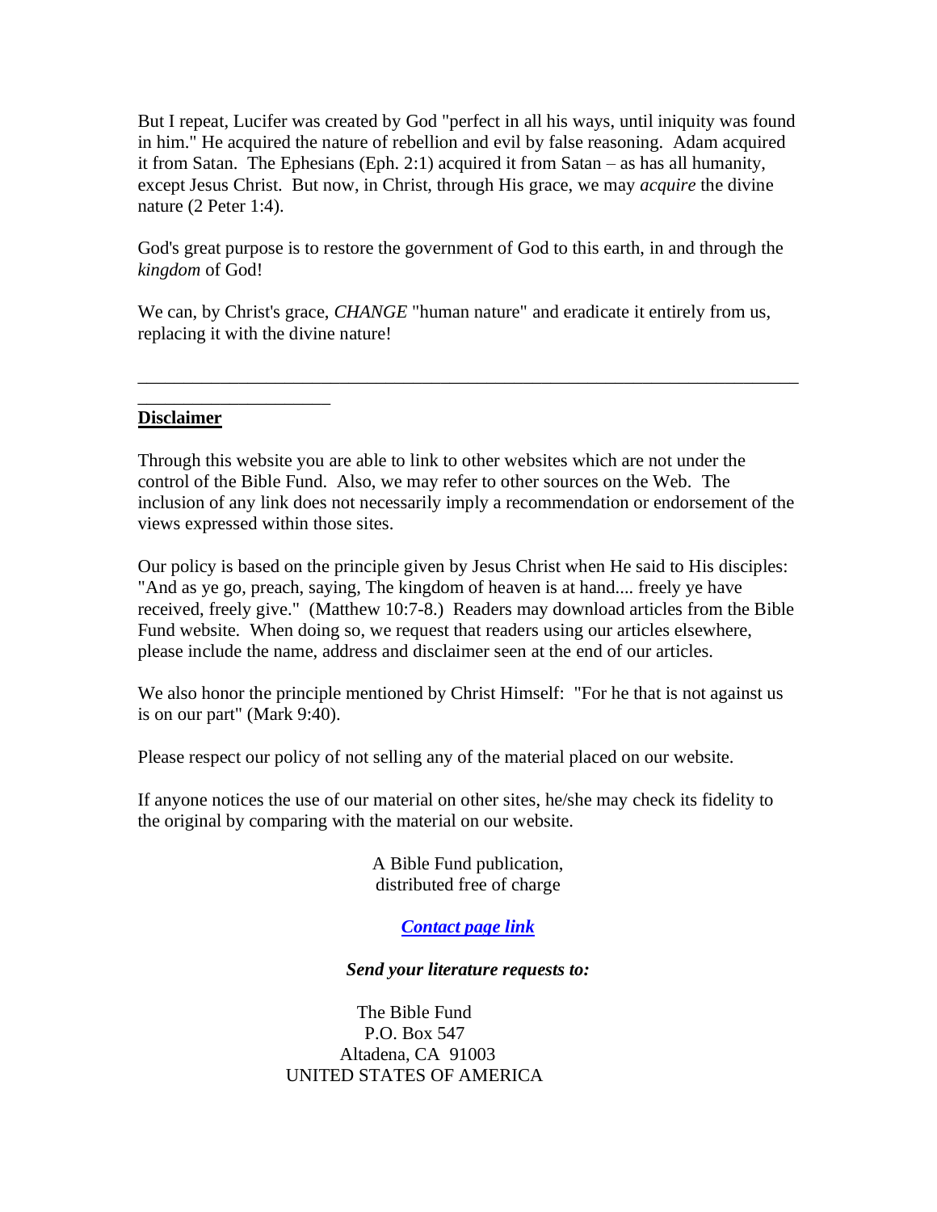But I repeat, Lucifer was created by God "perfect in all his ways, until iniquity was found in him." He acquired the nature of rebellion and evil by false reasoning. Adam acquired it from Satan. The Ephesians (Eph. 2:1) acquired it from Satan – as has all humanity, except Jesus Christ. But now, in Christ, through His grace, we may *acquire* the divine nature (2 Peter 1:4).

God's great purpose is to restore the government of God to this earth, in and through the *kingdom* of God!

We can, by Christ's grace, *CHANGE* "human nature" and eradicate it entirely from us, replacing it with the divine nature!

---

**Disclaimer**

Through this website you are able to link to other websites which are not under the control of the Bible Fund. Also, we may refer to other sources on the Web. The inclusion of any link does not necessarily imply a recommendation or endorsement of the views expressed within those sites.

Our policy is based on the principle given by Jesus Christ when He said to His disciples: "And as ye go, preach, saying, The kingdom of heaven is at hand.... freely ye have received, freely give." (Matthew 10:7-8.) Readers may download articles from the Bible Fund website. When doing so, we request that readers using our articles elsewhere, please include the name, address and disclaimer seen at the end of our articles.

We also honor the principle mentioned by Christ Himself: "For he that is not against us is on our part" (Mark 9:40).

Please respect our policy of not selling any of the material placed on our website.

If anyone notices the use of our material on other sites, he/she may check its fidelity to the original by comparing with the material on our website.

A Bible Fund publication,
distributed free of charge

***Contact page link***

***Send your literature requests to:***

The Bible Fund
P.O. Box 547
Altadena, CA 91003
UNITED STATES OF AMERICA